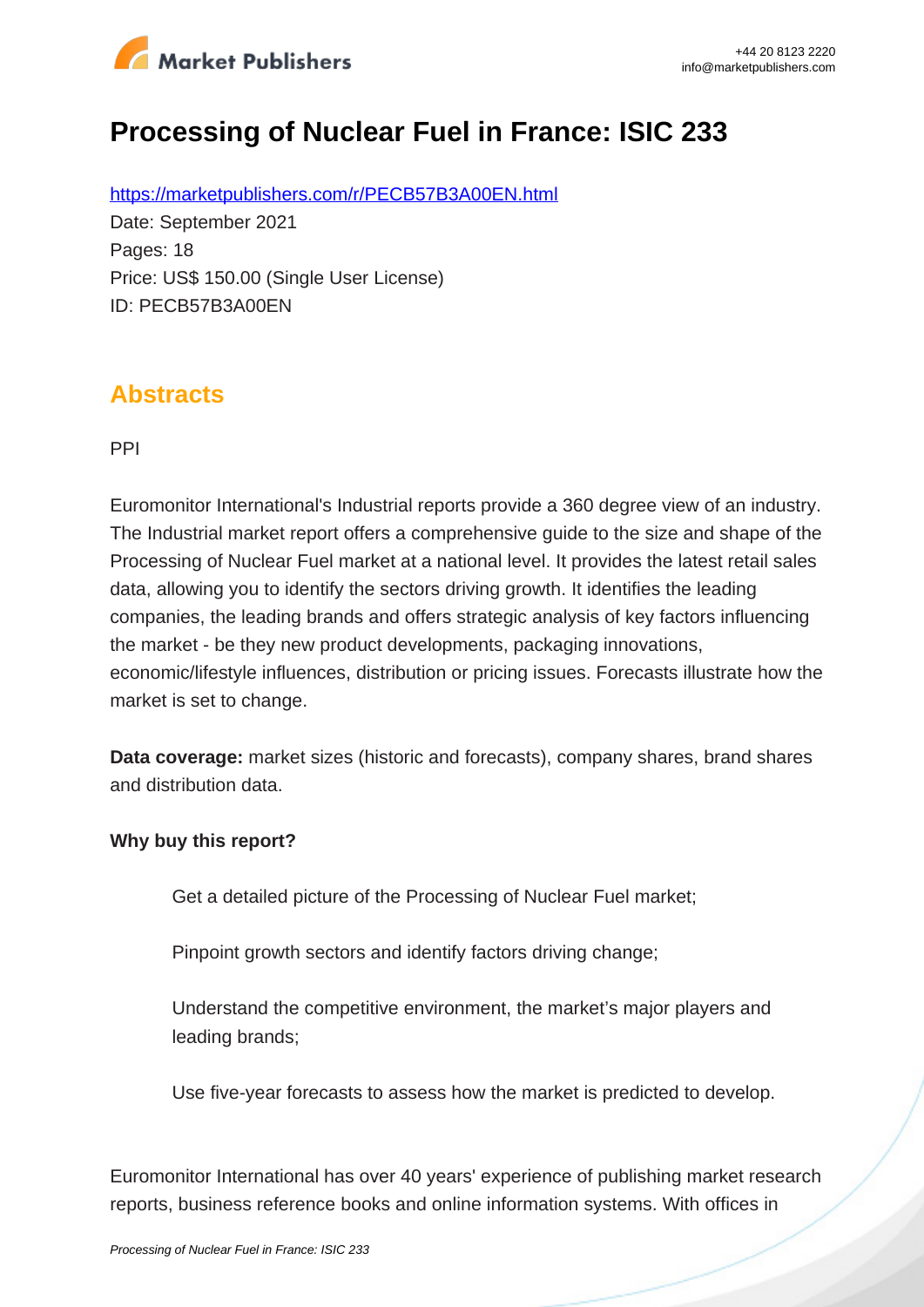# Processing of Nuclear Fuel in France: ISIC 233

https://marketpublishers.com/r/PECB57B3A00EN.html

Date: September 2021

Pages: 18

Price: US$ 150.00 (Single User License)

ID: PECB57B3A00EN

## Abstracts

PPI

Euromonitor International's Industrial reports provide a 360 degree view of an industry. The Industrial market report offers a comprehensive guide to the size and shape of the Processing of Nuclear Fuel market at a national level. It provides the latest retail sales data, allowing you to identify the sectors driving growth. It identifies the leading companies, the leading brands and offers strategic analysis of key factors influencing the market - be they new product developments, packaging innovations, economic/lifestyle influences, distribution or pricing issues. Forecasts illustrate how the market is set to change.

**Data coverage:** market sizes (historic and forecasts), company shares, brand shares and distribution data.

**Why buy this report?**

- Get a detailed picture of the Processing of Nuclear Fuel market;
- Pinpoint growth sectors and identify factors driving change;
- Understand the competitive environment, the market's major players and leading brands;
- Use five-year forecasts to assess how the market is predicted to develop.

Euromonitor International has over 40 years' experience of publishing market research reports, business reference books and online information systems. With offices in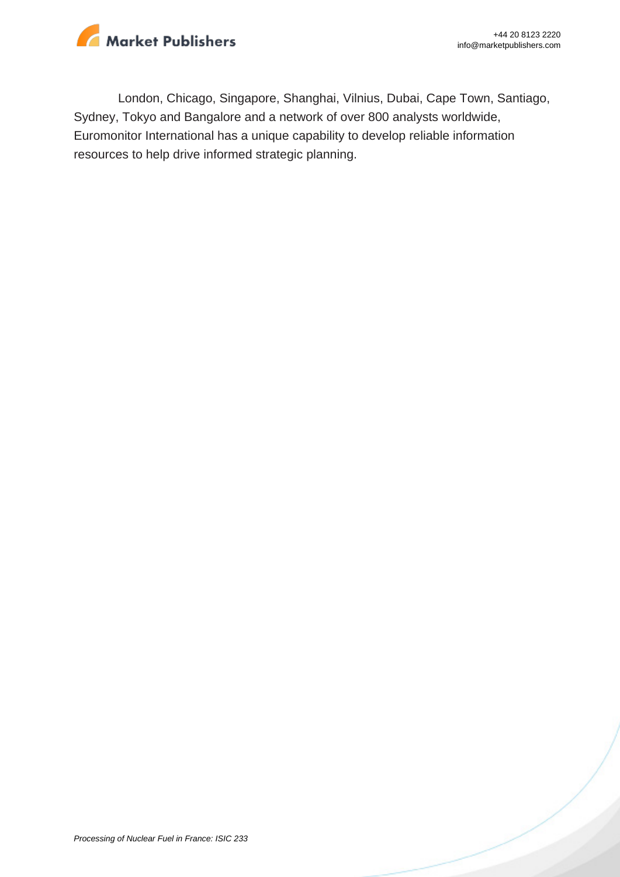London, Chicago, Singapore, Shanghai, Vilnius, Dubai, Cape Town, Santiago, Sydney, Tokyo and Bangalore and a network of over 800 analysts worldwide, Euromonitor International has a unique capability to develop reliable information resources to help drive informed strategic planning.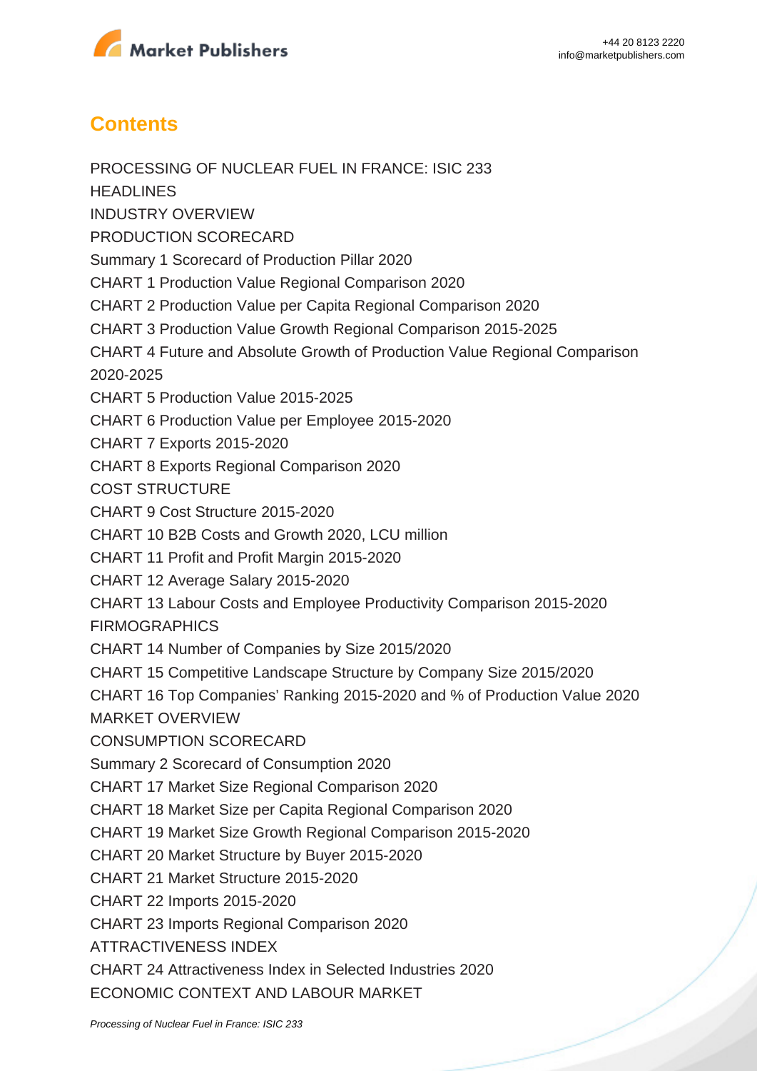## Contents

PROCESSING OF NUCLEAR FUEL IN FRANCE: ISIC 233

HEADLINES

INDUSTRY OVERVIEW

PRODUCTION SCORECARD

Summary 1 Scorecard of Production Pillar 2020

CHART 1 Production Value Regional Comparison 2020

CHART 2 Production Value per Capita Regional Comparison 2020

CHART 3 Production Value Growth Regional Comparison 2015-2025

CHART 4 Future and Absolute Growth of Production Value Regional Comparison 2020-2025

CHART 5 Production Value 2015-2025

CHART 6 Production Value per Employee 2015-2020

CHART 7 Exports 2015-2020

CHART 8 Exports Regional Comparison 2020

COST STRUCTURE

CHART 9 Cost Structure 2015-2020

CHART 10 B2B Costs and Growth 2020, LCU million

CHART 11 Profit and Profit Margin 2015-2020

CHART 12 Average Salary 2015-2020

CHART 13 Labour Costs and Employee Productivity Comparison 2015-2020

FIRMOGRAPHICS

CHART 14 Number of Companies by Size 2015/2020

CHART 15 Competitive Landscape Structure by Company Size 2015/2020

CHART 16 Top Companies' Ranking 2015-2020 and % of Production Value 2020

MARKET OVERVIEW

CONSUMPTION SCORECARD

Summary 2 Scorecard of Consumption 2020

CHART 17 Market Size Regional Comparison 2020

CHART 18 Market Size per Capita Regional Comparison 2020

CHART 19 Market Size Growth Regional Comparison 2015-2020

CHART 20 Market Structure by Buyer 2015-2020

CHART 21 Market Structure 2015-2020

CHART 22 Imports 2015-2020

CHART 23 Imports Regional Comparison 2020

ATTRACTIVENESS INDEX

CHART 24 Attractiveness Index in Selected Industries 2020

ECONOMIC CONTEXT AND LABOUR MARKET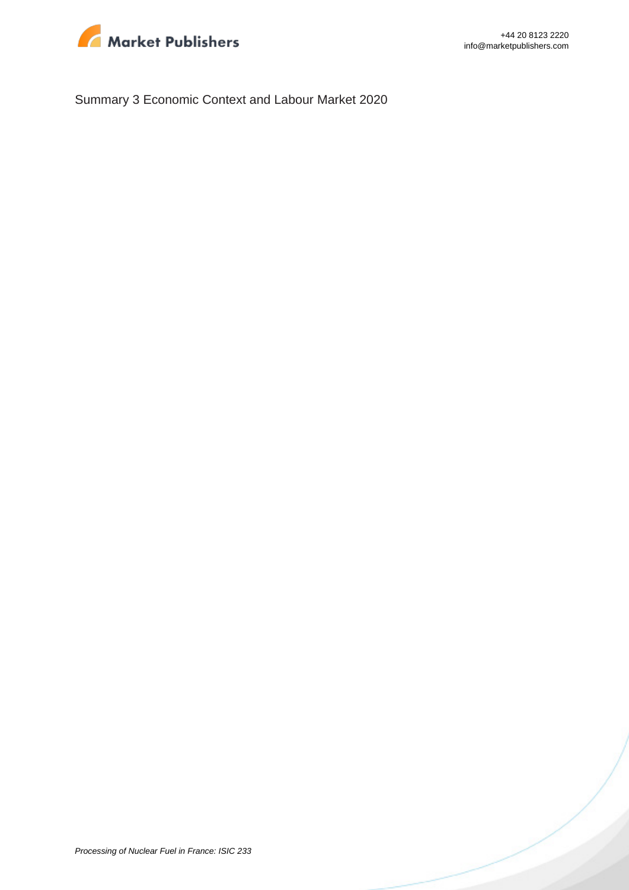Summary 3 Economic Context and Labour Market 2020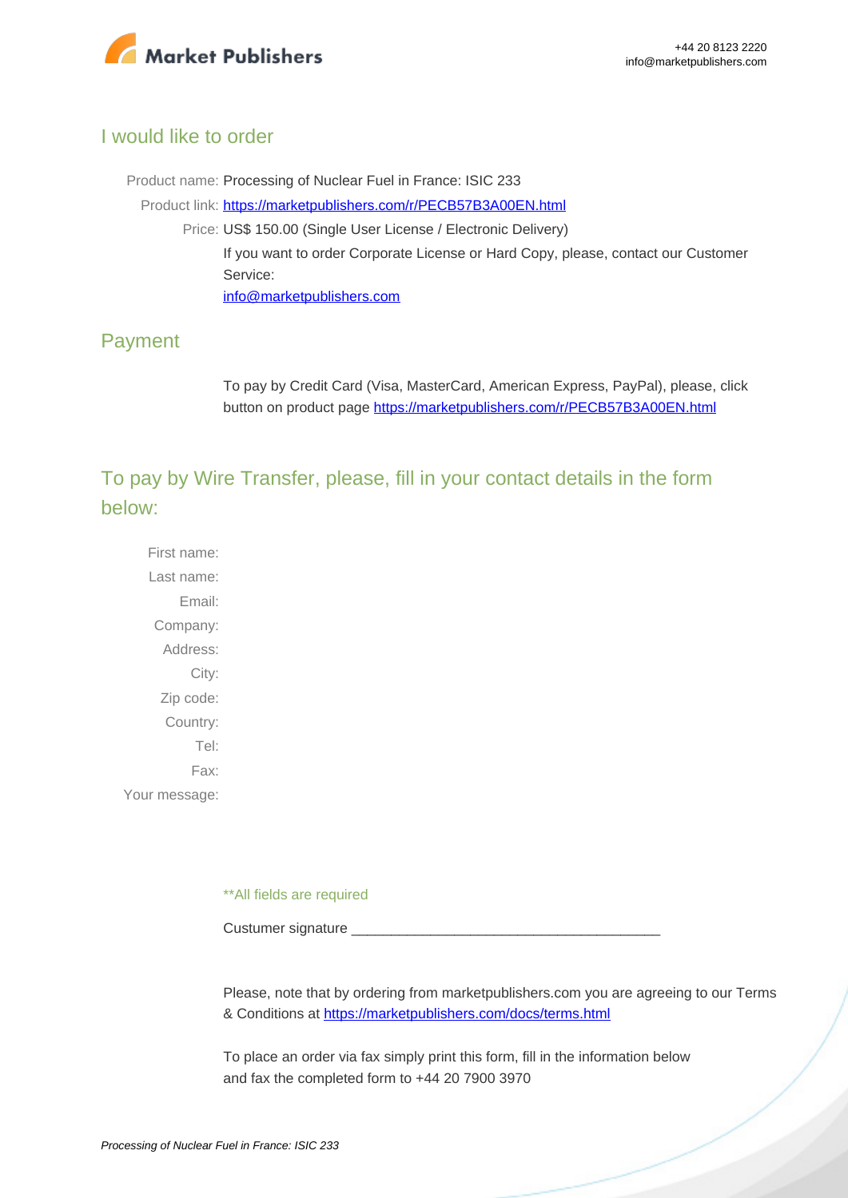## I would like to order

Product name: Processing of Nuclear Fuel in France: ISIC 233

Product link: [https://marketpublishers.com/r/PECB57B3A00EN.html](https://marketpublishers.com/r/PECB57B3A00EN.html)

Price: US$ 150.00 (Single User License / Electronic Delivery)

If you want to order Corporate License or Hard Copy, please, contact our Customer Service:

[info@marketpublishers.com](mailto:info@marketpublishers.com)

## Payment

To pay by Credit Card (Visa, MasterCard, American Express, PayPal), please, click button on product page [https://marketpublishers.com/r/PECB57B3A00EN.html](https://marketpublishers.com/r/PECB57B3A00EN.html)

## To pay by Wire Transfer, please, fill in your contact details in the form below:

First name:

Last name:

Email:

Company:

Address:

City:

Zip code:

Country:

Tel:

Fax:

Your message:

**All fields are required

Custumer signature _______________________________________

Please, note that by ordering from marketpublishers.com you are agreeing to our Terms & Conditions at [https://marketpublishers.com/docs/terms.html](https://marketpublishers.com/docs/terms.html)

To place an order via fax simply print this form, fill in the information below and fax the completed form to +44 20 7900 3970